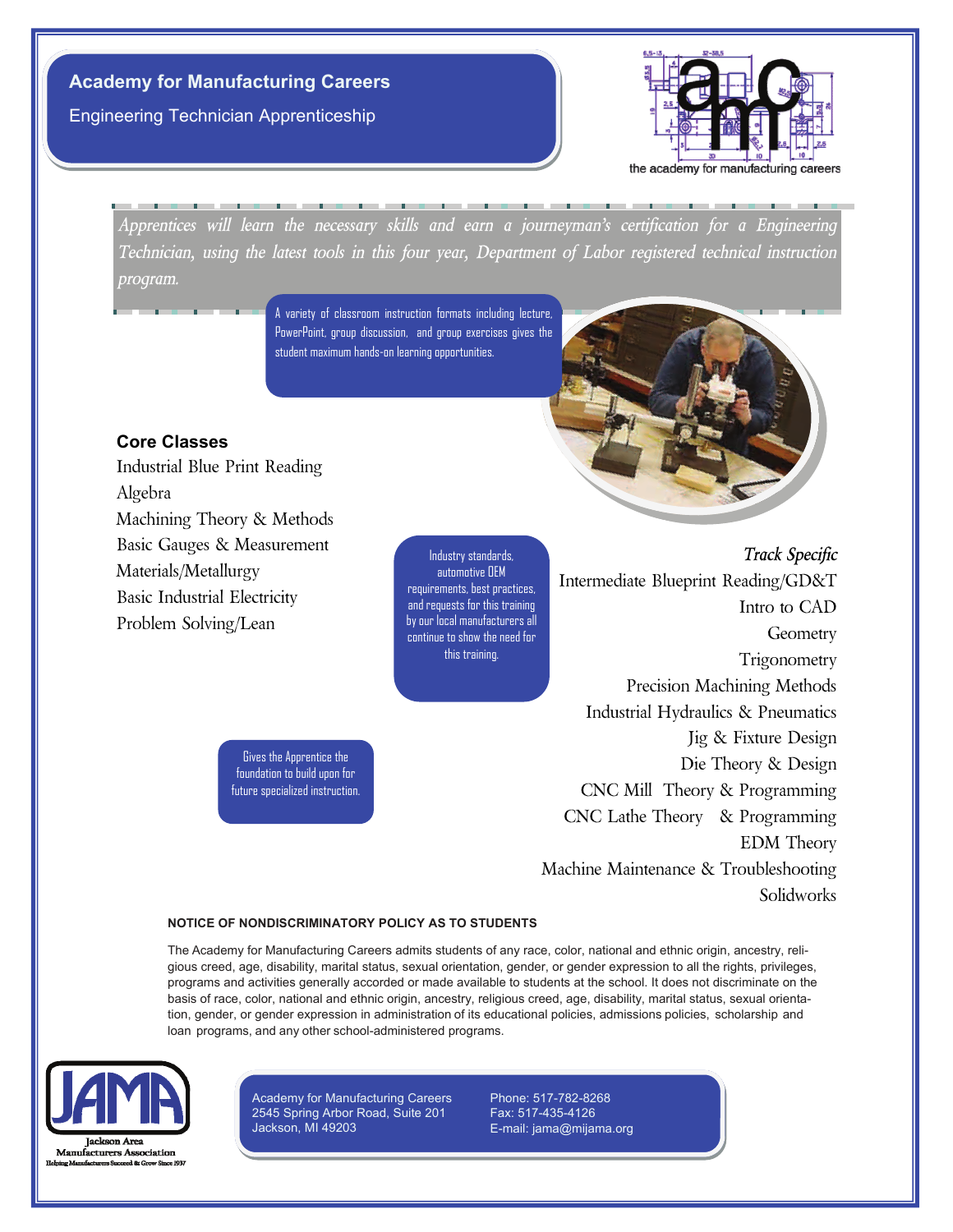# Academy for Manufacturing Careers

## Engineering Technician Apprenticeship

the academy for manufacturing careers

*Apprentices will learn the necessary skills and earn a journeyman's certification for a Engineering Technician, using the latest tools in this four year, Department of Labor registered technical instruction program.*

A variety of classroom instruction formats including lecture, PowerPoint, group discussion, and group exercises gives the student maximum hands-on learning opportunities.

### Core Classes

- Industrial Blue Print Reading
- Algebra
- Machining Theory & Methods
- Basic Gauges & Measurement
- Materials/Metallurgy
- Basic Industrial Electricity
- Problem Solving/Lean

Industry standards, automotive OEM requirements, best practices, and requests for this training by our local manufacturers all continue to show the need for this training.

Gives the Apprentice the foundation to build upon for future specialized instruction.

### *Track Specific*

- Intermediate Blueprint Reading/GD&T
- Intro to CAD
- Geometry
- Trigonometry
- Precision Machining Methods
- Industrial Hydraulics & Pneumatics
- Jig & Fixture Design
- Die Theory & Design
- CNC Mill Theory & Programming
- CNC Lathe Theory & Programming
- EDM Theory
- Machine Maintenance & Troubleshooting
- Solidworks

**NOTICE OF NONDISCRIMINATORY POLICY AS TO STUDENTS**

The Academy for Manufacturing Careers admits students of any race, color, national and ethnic origin, ancestry, religious creed, age, disability, marital status, sexual orientation, gender, or gender expression to all the rights, privileges, programs and activities generally accorded or made available to students at the school. It does not discriminate on the basis of race, color, national and ethnic origin, ancestry, religious creed, age, disability, marital status, sexual orientation, gender, or gender expression in administration of its educational policies, admissions policies, scholarship and loan programs, and any other school-administered programs.

JAMA
Jackson Area Manufacturers Association
Helping Manufacturers Succeed & Grow Since 1937

Academy for Manufacturing Careers
2545 Spring Arbor Road, Suite 201
Jackson, MI 49203

Phone: 517-782-8268
Fax: 517-435-4126
E-mail: jama@mijama.org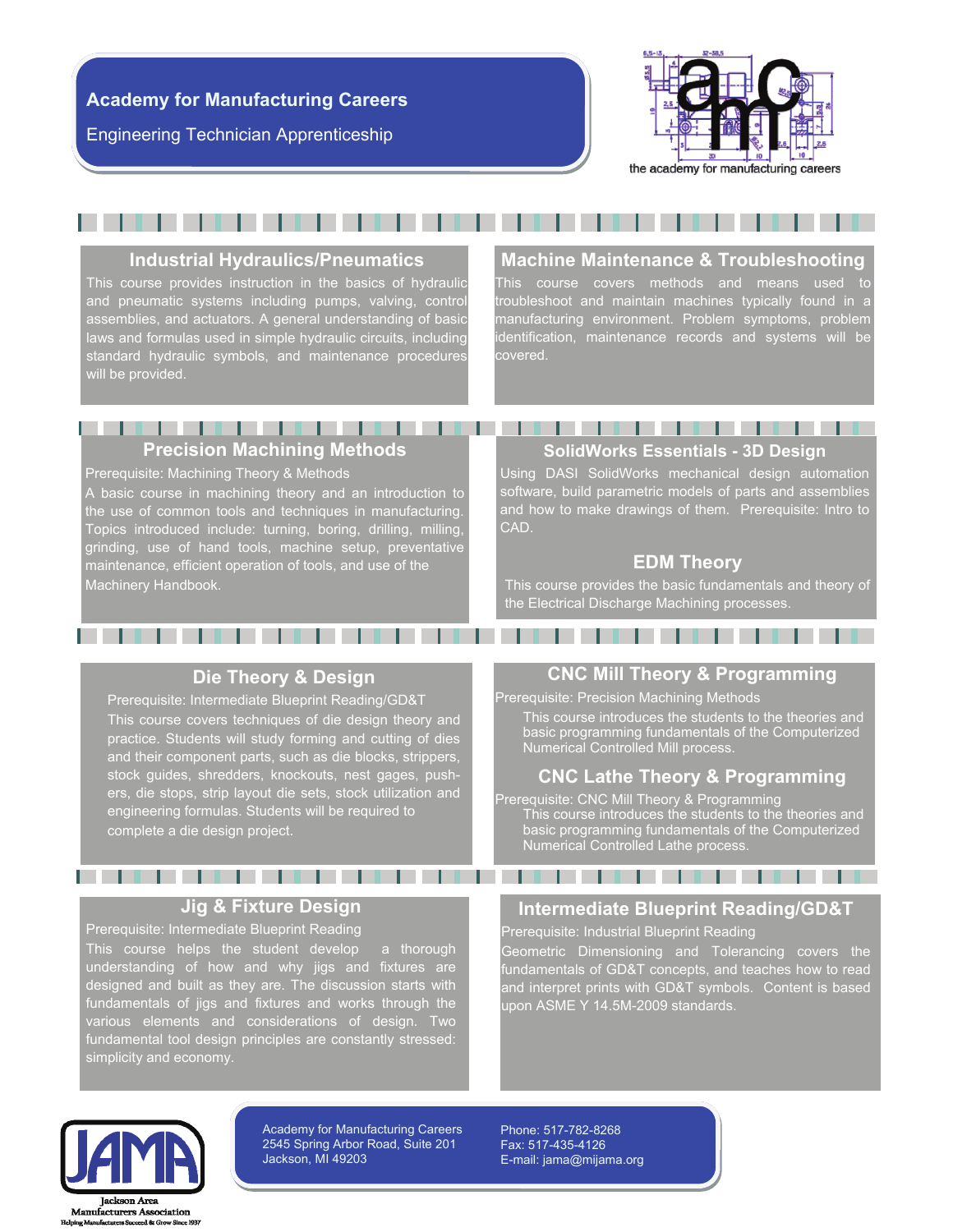**Academy for Manufacturing Careers**

Engineering Technician Apprenticeship

the academy for manufacturing careers

## Industrial Hydraulics/Pneumatics

This course provides instruction in the basics of hydraulic and pneumatic systems including pumps, valving, control assemblies, and actuators. A general understanding of basic laws and formulas used in simple hydraulic circuits, including standard hydraulic symbols, and maintenance procedures will be provided.

## Machine Maintenance & Troubleshooting

This course covers methods and means used to troubleshoot and maintain machines typically found in a manufacturing environment. Problem symptoms, problem identification, maintenance records and systems will be covered.

## Precision Machining Methods

Prerequisite: Machining Theory & Methods

A basic course in machining theory and an introduction to the use of common tools and techniques in manufacturing. Topics introduced include: turning, boring, drilling, milling, grinding, use of hand tools, machine setup, preventative maintenance, efficient operation of tools, and use of the Machinery Handbook.

## SolidWorks Essentials - 3D Design

Using DASI SolidWorks mechanical design automation software, build parametric models of parts and assemblies and how to make drawings of them. Prerequisite: Intro to CAD.

## EDM Theory

This course provides the basic fundamentals and theory of the Electrical Discharge Machining processes.

## Die Theory & Design

Prerequisite: Intermediate Blueprint Reading/GD&T

This course covers techniques of die design theory and practice. Students will study forming and cutting of dies and their component parts, such as die blocks, strippers, stock guides, shredders, knockouts, nest gages, push-ers, die stops, strip layout die sets, stock utilization and engineering formulas. Students will be required to complete a die design project.

## CNC Mill Theory & Programming

Prerequisite: Precision Machining Methods

This course introduces the students to the theories and basic programming fundamentals of the Computerized Numerical Controlled Mill process.

## CNC Lathe Theory & Programming

Prerequisite: CNC Mill Theory & Programming

This course introduces the students to the theories and basic programming fundamentals of the Computerized Numerical Controlled Lathe process.

## Jig & Fixture Design

Prerequisite: Intermediate Blueprint Reading

This course helps the student develop a thorough understanding of how and why jigs and fixtures are designed and built as they are. The discussion starts with fundamentals of jigs and fixtures and works through the various elements and considerations of design. Two fundamental tool design principles are constantly stressed: simplicity and economy.

## Intermediate Blueprint Reading/GD&T

Prerequisite: Industrial Blueprint Reading

Geometric Dimensioning and Tolerancing covers the fundamentals of GD&T concepts, and teaches how to read and interpret prints with GD&T symbols. Content is based upon ASME Y 14.5M-2009 standards.

JAMA
Jackson Area Manufacturers Association
Helping Manufacturers Succeed & Grow Since 1937

Academy for Manufacturing Careers
2545 Spring Arbor Road, Suite 201
Jackson, MI 49203

Phone: 517-782-8268
Fax: 517-435-4126
E-mail: jama@mijama.org